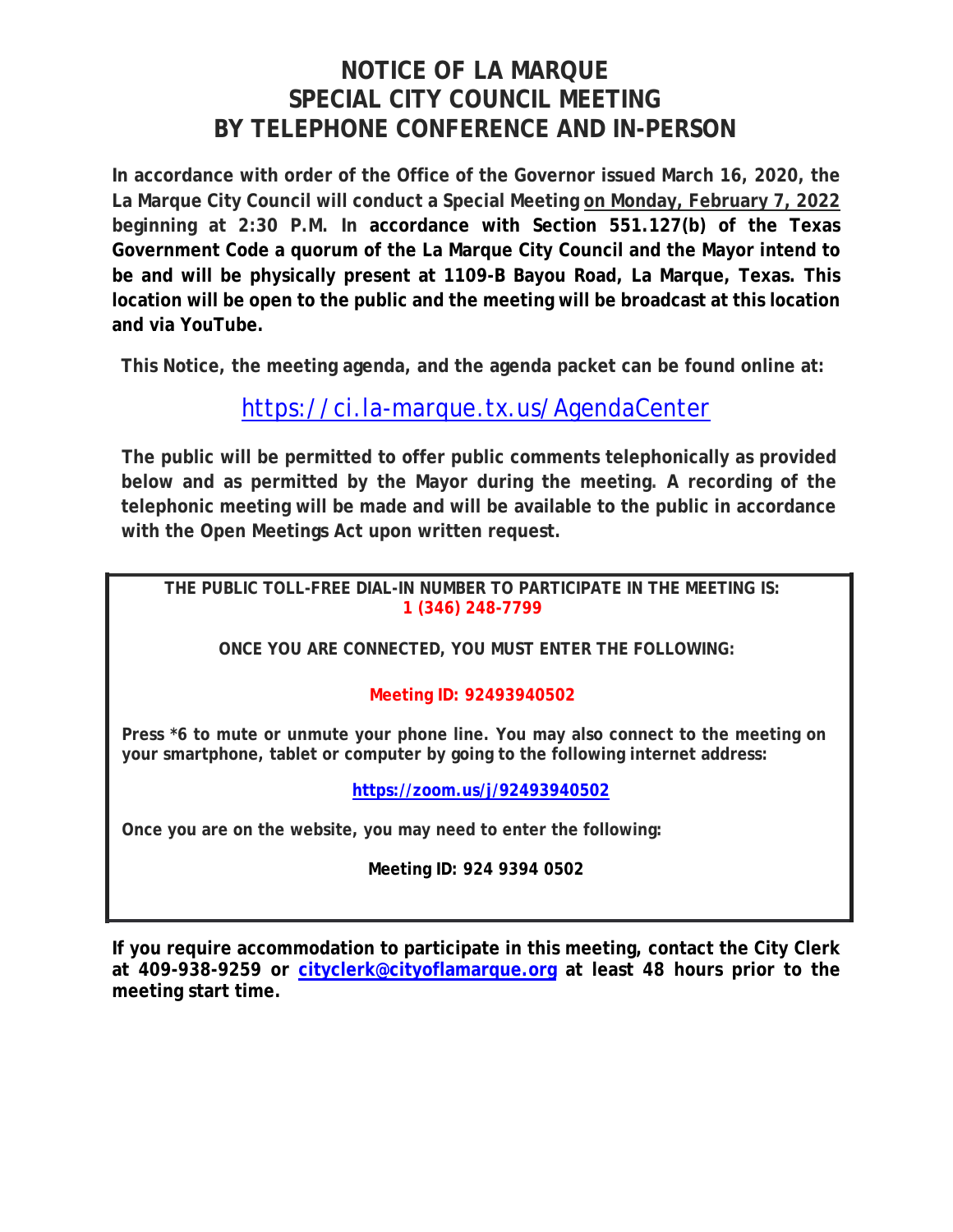# NOTICE OF LA MARQUE SPECIAL CITY COUNCIL MEETING BY TELEPHONE CONFERENCE AND IN-PERSON

**In accordance with order of the Office of the Governor issued March 16, 2020, the La Marque City Council will conduct a Special Meeting <u>on Monday, February 7, 2022</u> beginning at 2:30 P.M. In accordance with Section 551.127(b) of the Texas Government Code a quorum of the La Marque City Council and the Mayor intend to be and will be physically present at 1109-B Bayou Road, La Marque, Texas. This location will be open to the public and the meeting will be broadcast at this location and via YouTube.**

**This Notice, the meeting agenda, and the agenda packet can be found online at:**

https://ci.la-marque.tx.us/AgendaCenter

**The public will be permitted to offer public comments telephonically as provided below and as permitted by the Mayor during the meeting. A recording of the telephonic meeting will be made and will be available to the public in accordance with the Open Meetings Act upon written request.**

**THE PUBLIC TOLL-FREE DIAL-IN NUMBER TO PARTICIPATE IN THE MEETING IS:**
**1 (346) 248-7799**

**ONCE YOU ARE CONNECTED, YOU MUST ENTER THE FOLLOWING:**

**Meeting ID: 92493940502**

**Press *6 to mute or unmute your phone line. You may also connect to the meeting on your smartphone, tablet or computer by going to the following internet address:**

**https://zoom.us/j/92493940502**

**Once you are on the website, you may need to enter the following:**

**Meeting ID: 924 9394 0502**

**If you require accommodation to participate in this meeting, contact the City Clerk at 409-938-9259 or cityclerk@cityoflamarque.org at least 48 hours prior to the meeting start time.**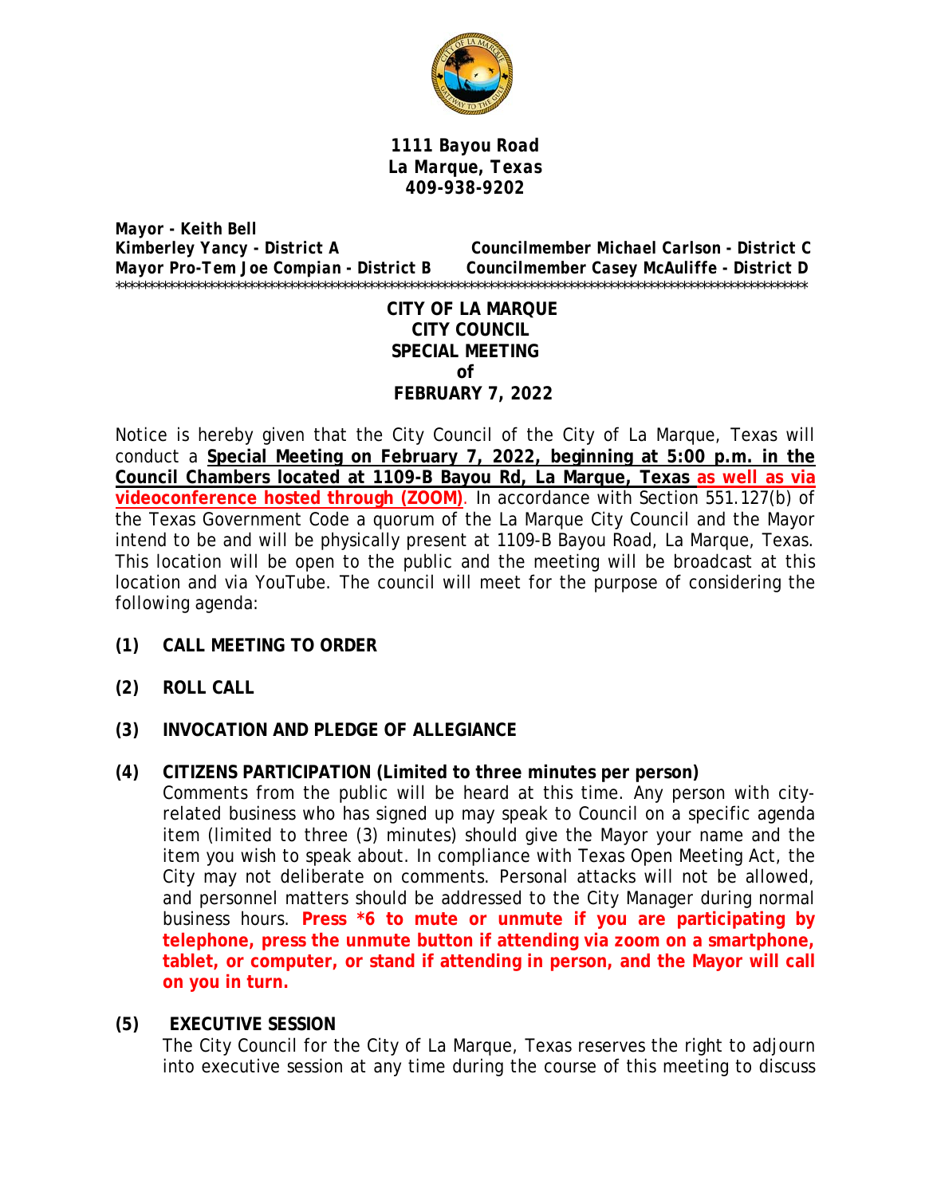**1111 Bayou Road**
**La Marque, Texas**
**409-938-9202**

***Mayor - Keith Bell***
***Kimberley Yancy - District A***
***Mayor Pro-Tem Joe Compian - District B***
***Councilmember Michael Carlson - District C***
***Councilmember Casey McAuliffe - District D***

*******************************************************************************************************

**CITY OF LA MARQUE**
**CITY COUNCIL**
**SPECIAL MEETING**
**of**
**FEBRUARY 7, 2022**

Notice is hereby given that the City Council of the City of La Marque, Texas will conduct a **Special Meeting on February 7, 2022, beginning at 5:00 p.m. in the Council Chambers located at 1109-B Bayou Rd, La Marque, Texas as well as via videoconference hosted through (ZOOM)**. In accordance with Section 551.127(b) of the Texas Government Code a quorum of the La Marque City Council and the Mayor intend to be and will be physically present at 1109-B Bayou Road, La Marque, Texas. This location will be open to the public and the meeting will be broadcast at this location and via YouTube. The council will meet for the purpose of considering the following agenda:

**(1) CALL MEETING TO ORDER**

**(2) ROLL CALL**

**(3) INVOCATION AND PLEDGE OF ALLEGIANCE**

**(4) CITIZENS PARTICIPATION (Limited to three minutes per person)**

Comments from the public will be heard at this time. Any person with city-related business who has signed up may speak to Council on a specific agenda item (limited to three (3) minutes) should give the Mayor your name and the item you wish to speak about. In compliance with Texas Open Meeting Act, the City may not deliberate on comments. Personal attacks will not be allowed, and personnel matters should be addressed to the City Manager during normal business hours. **Press *6 to mute or unmute if you are participating by telephone, press the unmute button if attending via zoom on a smartphone, tablet, or computer, or stand if attending in person, and the Mayor will call on you in turn.**

**(5) EXECUTIVE SESSION**

The City Council for the City of La Marque, Texas reserves the right to adjourn into executive session at any time during the course of this meeting to discuss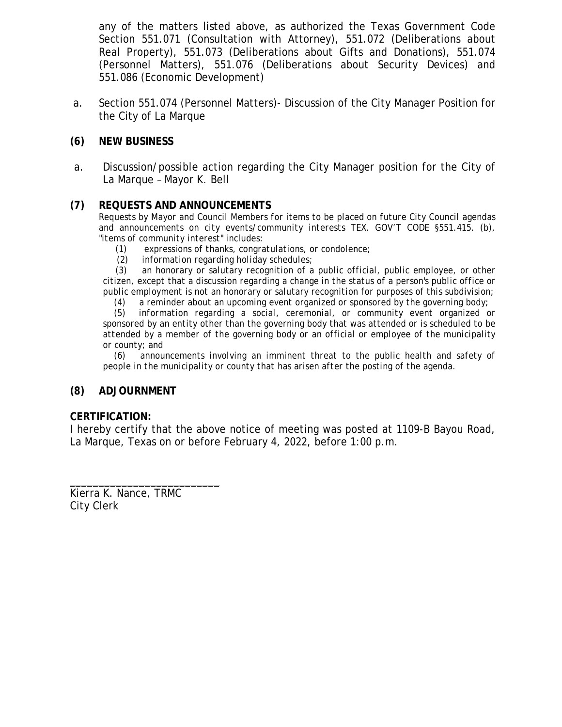any of the matters listed above, as authorized the Texas Government Code Section 551.071 (Consultation with Attorney), 551.072 (Deliberations about Real Property), 551.073 (Deliberations about Gifts and Donations), 551.074 (Personnel Matters), 551.076 (Deliberations about Security Devices) and 551.086 (Economic Development)

a. Section 551.074 (Personnel Matters)- Discussion of the City Manager Position for the City of La Marque

**(6) NEW BUSINESS**

a. Discussion/possible action regarding the City Manager position for the City of La Marque – Mayor K. Bell

**(7) REQUESTS AND ANNOUNCEMENTS**

*Requests by Mayor and Council Members for items to be placed on future City Council agendas and announcements on city events/community interests TEX. GOV'T CODE §551.415. (b), "items of community interest" includes:*

*(1) expressions of thanks, congratulations, or condolence;*

*(2) information regarding holiday schedules;*

*(3) an honorary or salutary recognition of a public official, public employee, or other citizen, except that a discussion regarding a change in the status of a person's public office or public employment is not an honorary or salutary recognition for purposes of this subdivision;*

*(4) a reminder about an upcoming event organized or sponsored by the governing body;*

*(5) information regarding a social, ceremonial, or community event organized or sponsored by an entity other than the governing body that was attended or is scheduled to be attended by a member of the governing body or an official or employee of the municipality or county; and*

*(6) announcements involving an imminent threat to the public health and safety of people in the municipality or county that has arisen after the posting of the agenda.*

**(8) ADJOURNMENT**

**CERTIFICATION:**

I hereby certify that the above notice of meeting was posted at 1109-B Bayou Road, La Marque, Texas on or before February 4, 2022, before 1:00 p.m.

\_\_\_\_\_\_\_\_\_\_\_\_\_\_\_\_\_\_\_\_\_\_\_\_\_\_

Kierra K. Nance, TRMC
City Clerk